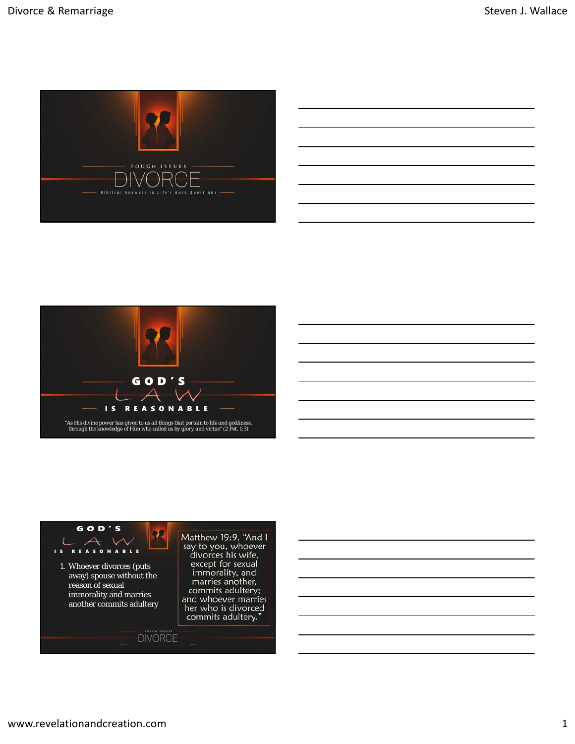TOUGH ISSUES

# DIVORCE

Biblical Answers to Life's Hard Questions

---

GOD'S

## LAW

IS REASONABLE

"As His divine power has given to us all things that pertain to life and godliness, through the knowledge of Him who called us by glory and virtue" (2 Pet. 1:3)

---

GOD'S LAW IS REASONABLE

1. Whoever divorces (puts away) spouse without the reason of sexual immorality and marries another commits adultery

Matthew 19:9, "And I say to you, whoever divorces his wife, except for sexual immorality, and marries another, commits adultery; and whoever marries her who is divorced commits adultery."

TOUGH ISSUES DIVORCE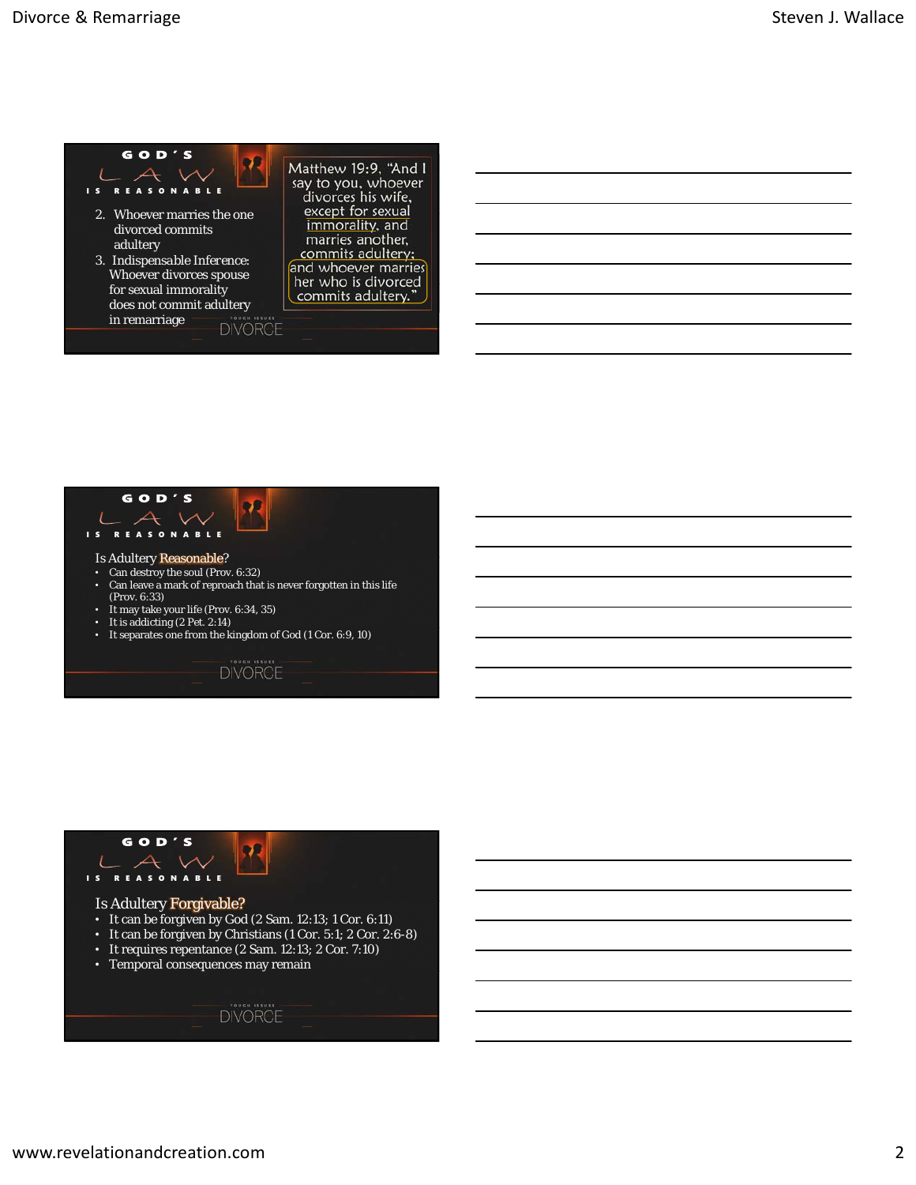## GOD'S LAW IS REASONABLE

2. Whoever marries the one divorced commits adultery
3. Indispensable Inference: Whoever divorces spouse for sexual immorality does not commit adultery in remarriage

Matthew 19:9, "And I say to you, whoever divorces his wife, except for sexual immorality, and marries another, commits adultery; and whoever marries her who is divorced commits adultery."

TOUGH ISSUES DIVORCE

## GOD'S LAW IS REASONABLE

Is Adultery Reasonable?

- Can destroy the soul (Prov. 6:32)
- Can leave a mark of reproach that is never forgotten in this life (Prov. 6:33)
- It may take your life (Prov. 6:34, 35)
- It is addicting (2 Pet. 2:14)
- It separates one from the kingdom of God (1 Cor. 6:9, 10)

TOUGH ISSUES DIVORCE

## GOD'S LAW IS REASONABLE

Is Adultery Forgivable?

- It can be forgiven by God (2 Sam. 12:13; 1 Cor. 6:11)
- It can be forgiven by Christians (1 Cor. 5:1; 2 Cor. 2:6-8)
- It requires repentance (2 Sam. 12:13; 2 Cor. 7:10)
- Temporal consequences may remain

TOUGH ISSUES DIVORCE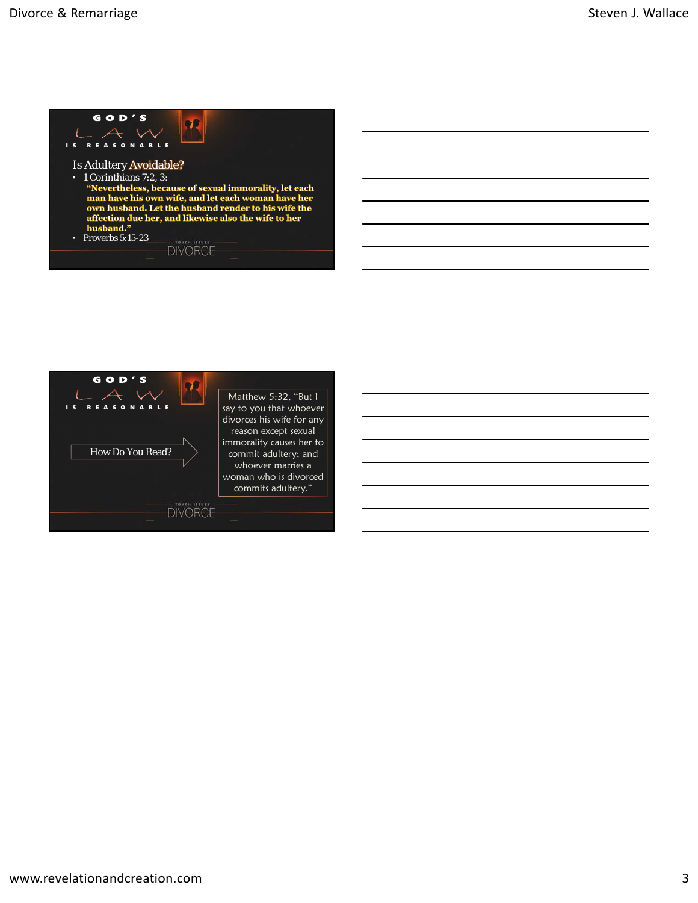GOD'S LAW IS REASONABLE

## Is Adultery Avoidable?

- 1 Corinthians 7:2, 3:
  **"Nevertheless, because of sexual immorality, let each man have his own wife, and let each woman have her own husband. Let the husband render to his wife the affection due her, and likewise also the wife to her husband."**
- Proverbs 5:15-23

TOUGH ISSUES DIVORCE

GOD'S LAW IS REASONABLE

How Do You Read?

Matthew 5:32, "But I say to you that whoever divorces his wife for any reason except sexual immorality causes her to commit adultery; and whoever marries a woman who is divorced commits adultery."

TOUGH ISSUES DIVORCE